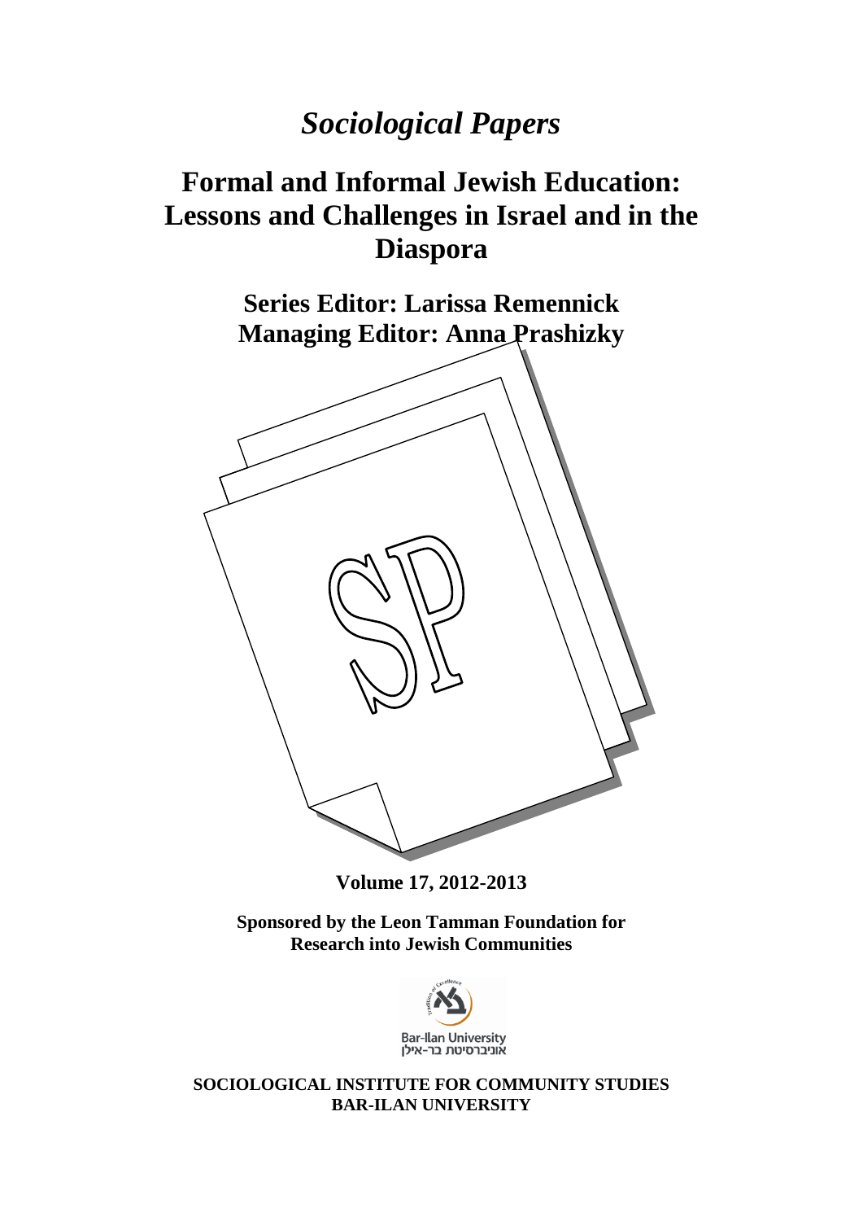# *Sociological Papers*

# Formal and Informal Jewish Education: Lessons and Challenges in Israel and in the Diaspora

**Series Editor: Larissa Remennick**
**Managing Editor: Anna Prashizky**

**Volume 17, 2012-2013**

**Sponsored by the Leon Tamman Foundation for Research into Jewish Communities**

Bar-Ilan University
אוניברסיטת בר-אילן

**SOCIOLOGICAL INSTITUTE FOR COMMUNITY STUDIES**
**BAR-ILAN UNIVERSITY**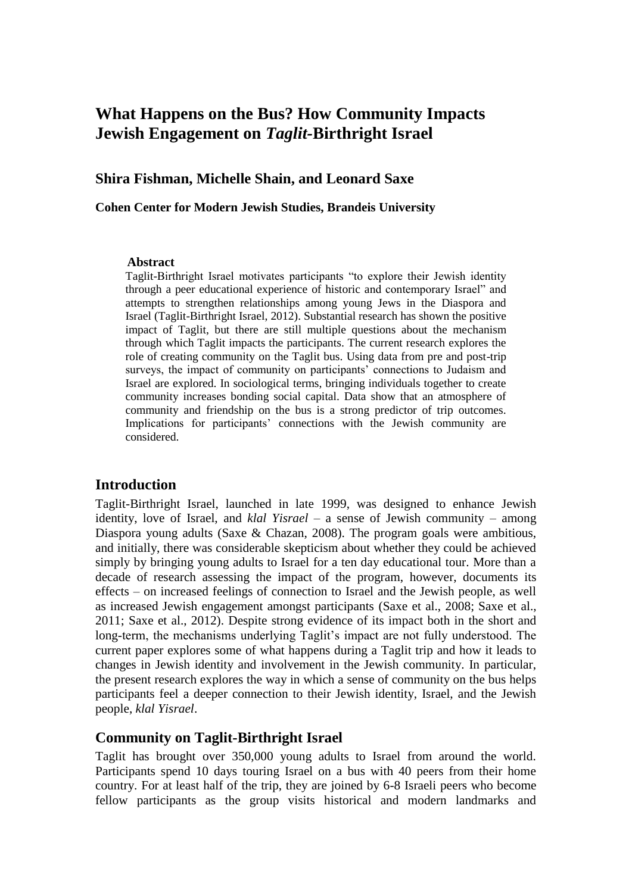# What Happens on the Bus? How Community Impacts Jewish Engagement on *Taglit*-Birthright Israel

## Shira Fishman, Michelle Shain, and Leonard Saxe

**Cohen Center for Modern Jewish Studies, Brandeis University**

**Abstract**

Taglit-Birthright Israel motivates participants "to explore their Jewish identity through a peer educational experience of historic and contemporary Israel" and attempts to strengthen relationships among young Jews in the Diaspora and Israel (Taglit-Birthright Israel, 2012). Substantial research has shown the positive impact of Taglit, but there are still multiple questions about the mechanism through which Taglit impacts the participants. The current research explores the role of creating community on the Taglit bus. Using data from pre and post-trip surveys, the impact of community on participants' connections to Judaism and Israel are explored. In sociological terms, bringing individuals together to create community increases bonding social capital. Data show that an atmosphere of community and friendship on the bus is a strong predictor of trip outcomes. Implications for participants' connections with the Jewish community are considered.

## Introduction

Taglit-Birthright Israel, launched in late 1999, was designed to enhance Jewish identity, love of Israel, and *klal Yisrael* – a sense of Jewish community – among Diaspora young adults (Saxe & Chazan, 2008). The program goals were ambitious, and initially, there was considerable skepticism about whether they could be achieved simply by bringing young adults to Israel for a ten day educational tour. More than a decade of research assessing the impact of the program, however, documents its effects – on increased feelings of connection to Israel and the Jewish people, as well as increased Jewish engagement amongst participants (Saxe et al., 2008; Saxe et al., 2011; Saxe et al., 2012). Despite strong evidence of its impact both in the short and long-term, the mechanisms underlying Taglit's impact are not fully understood. The current paper explores some of what happens during a Taglit trip and how it leads to changes in Jewish identity and involvement in the Jewish community. In particular, the present research explores the way in which a sense of community on the bus helps participants feel a deeper connection to their Jewish identity, Israel, and the Jewish people, *klal Yisrael*.

## Community on Taglit-Birthright Israel

Taglit has brought over 350,000 young adults to Israel from around the world. Participants spend 10 days touring Israel on a bus with 40 peers from their home country. For at least half of the trip, they are joined by 6-8 Israeli peers who become fellow participants as the group visits historical and modern landmarks and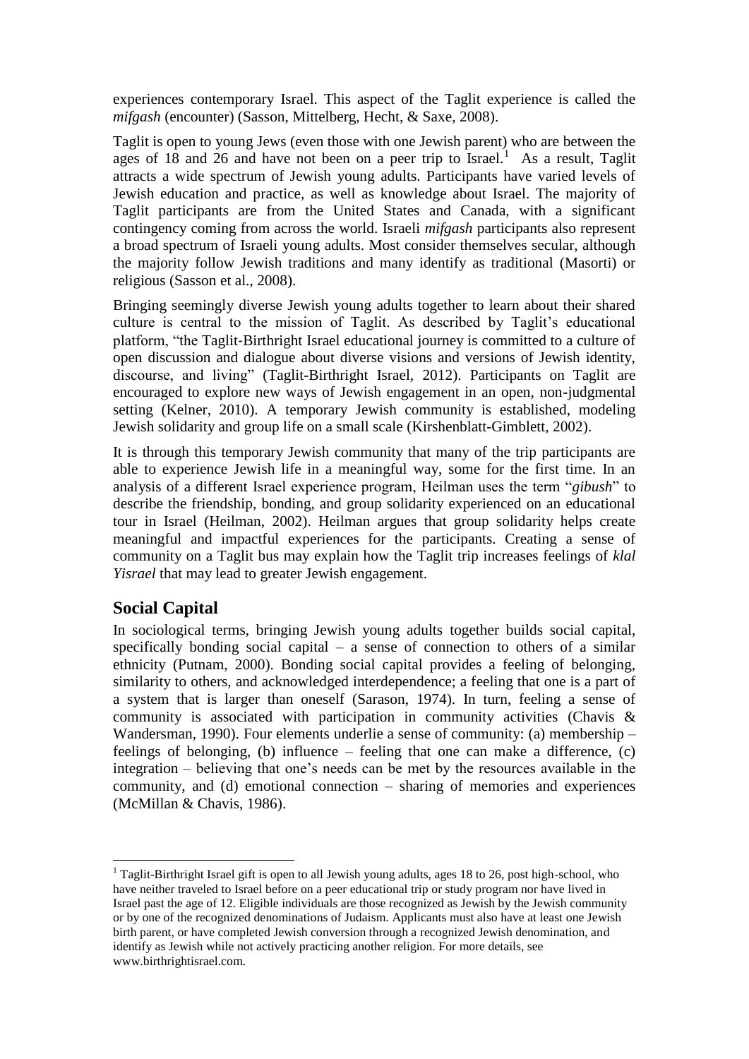experiences contemporary Israel. This aspect of the Taglit experience is called the *mifgash* (encounter) (Sasson, Mittelberg, Hecht, & Saxe, 2008).

Taglit is open to young Jews (even those with one Jewish parent) who are between the ages of 18 and 26 and have not been on a peer trip to Israel.[1] As a result, Taglit attracts a wide spectrum of Jewish young adults. Participants have varied levels of Jewish education and practice, as well as knowledge about Israel. The majority of Taglit participants are from the United States and Canada, with a significant contingency coming from across the world. Israeli *mifgash* participants also represent a broad spectrum of Israeli young adults. Most consider themselves secular, although the majority follow Jewish traditions and many identify as traditional (Masorti) or religious (Sasson et al., 2008).

Bringing seemingly diverse Jewish young adults together to learn about their shared culture is central to the mission of Taglit. As described by Taglit's educational platform, "the Taglit-Birthright Israel educational journey is committed to a culture of open discussion and dialogue about diverse visions and versions of Jewish identity, discourse, and living" (Taglit-Birthright Israel, 2012). Participants on Taglit are encouraged to explore new ways of Jewish engagement in an open, non-judgmental setting (Kelner, 2010). A temporary Jewish community is established, modeling Jewish solidarity and group life on a small scale (Kirshenblatt-Gimblett, 2002).

It is through this temporary Jewish community that many of the trip participants are able to experience Jewish life in a meaningful way, some for the first time. In an analysis of a different Israel experience program, Heilman uses the term "*gibush*" to describe the friendship, bonding, and group solidarity experienced on an educational tour in Israel (Heilman, 2002). Heilman argues that group solidarity helps create meaningful and impactful experiences for the participants. Creating a sense of community on a Taglit bus may explain how the Taglit trip increases feelings of *klal Yisrael* that may lead to greater Jewish engagement.

## Social Capital

In sociological terms, bringing Jewish young adults together builds social capital, specifically bonding social capital – a sense of connection to others of a similar ethnicity (Putnam, 2000). Bonding social capital provides a feeling of belonging, similarity to others, and acknowledged interdependence; a feeling that one is a part of a system that is larger than oneself (Sarason, 1974). In turn, feeling a sense of community is associated with participation in community activities (Chavis & Wandersman, 1990). Four elements underlie a sense of community: (a) membership – feelings of belonging, (b) influence – feeling that one can make a difference, (c) integration – believing that one's needs can be met by the resources available in the community, and (d) emotional connection – sharing of memories and experiences (McMillan & Chavis, 1986).

[1] Taglit-Birthright Israel gift is open to all Jewish young adults, ages 18 to 26, post high-school, who have neither traveled to Israel before on a peer educational trip or study program nor have lived in Israel past the age of 12. Eligible individuals are those recognized as Jewish by the Jewish community or by one of the recognized denominations of Judaism. Applicants must also have at least one Jewish birth parent, or have completed Jewish conversion through a recognized Jewish denomination, and identify as Jewish while not actively practicing another religion. For more details, see www.birthrightisrael.com.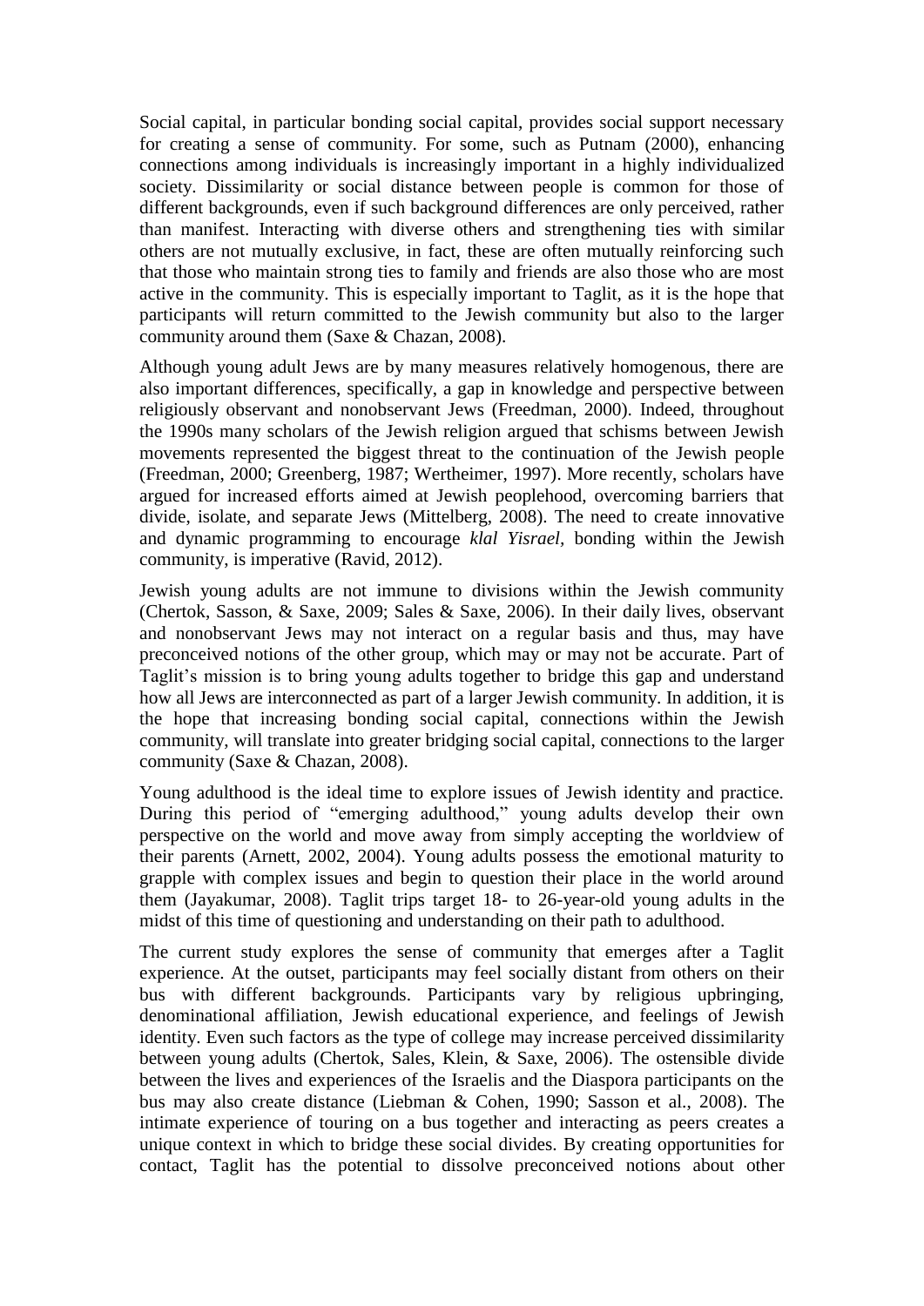Social capital, in particular bonding social capital, provides social support necessary for creating a sense of community. For some, such as Putnam (2000), enhancing connections among individuals is increasingly important in a highly individualized society. Dissimilarity or social distance between people is common for those of different backgrounds, even if such background differences are only perceived, rather than manifest. Interacting with diverse others and strengthening ties with similar others are not mutually exclusive, in fact, these are often mutually reinforcing such that those who maintain strong ties to family and friends are also those who are most active in the community. This is especially important to Taglit, as it is the hope that participants will return committed to the Jewish community but also to the larger community around them (Saxe & Chazan, 2008).

Although young adult Jews are by many measures relatively homogenous, there are also important differences, specifically, a gap in knowledge and perspective between religiously observant and nonobservant Jews (Freedman, 2000). Indeed, throughout the 1990s many scholars of the Jewish religion argued that schisms between Jewish movements represented the biggest threat to the continuation of the Jewish people (Freedman, 2000; Greenberg, 1987; Wertheimer, 1997). More recently, scholars have argued for increased efforts aimed at Jewish peoplehood, overcoming barriers that divide, isolate, and separate Jews (Mittelberg, 2008). The need to create innovative and dynamic programming to encourage *klal Yisrael*, bonding within the Jewish community, is imperative (Ravid, 2012).

Jewish young adults are not immune to divisions within the Jewish community (Chertok, Sasson, & Saxe, 2009; Sales & Saxe, 2006). In their daily lives, observant and nonobservant Jews may not interact on a regular basis and thus, may have preconceived notions of the other group, which may or may not be accurate. Part of Taglit's mission is to bring young adults together to bridge this gap and understand how all Jews are interconnected as part of a larger Jewish community. In addition, it is the hope that increasing bonding social capital, connections within the Jewish community, will translate into greater bridging social capital, connections to the larger community (Saxe & Chazan, 2008).

Young adulthood is the ideal time to explore issues of Jewish identity and practice. During this period of "emerging adulthood," young adults develop their own perspective on the world and move away from simply accepting the worldview of their parents (Arnett, 2002, 2004). Young adults possess the emotional maturity to grapple with complex issues and begin to question their place in the world around them (Jayakumar, 2008). Taglit trips target 18- to 26-year-old young adults in the midst of this time of questioning and understanding on their path to adulthood.

The current study explores the sense of community that emerges after a Taglit experience. At the outset, participants may feel socially distant from others on their bus with different backgrounds. Participants vary by religious upbringing, denominational affiliation, Jewish educational experience, and feelings of Jewish identity. Even such factors as the type of college may increase perceived dissimilarity between young adults (Chertok, Sales, Klein, & Saxe, 2006). The ostensible divide between the lives and experiences of the Israelis and the Diaspora participants on the bus may also create distance (Liebman & Cohen, 1990; Sasson et al., 2008). The intimate experience of touring on a bus together and interacting as peers creates a unique context in which to bridge these social divides. By creating opportunities for contact, Taglit has the potential to dissolve preconceived notions about other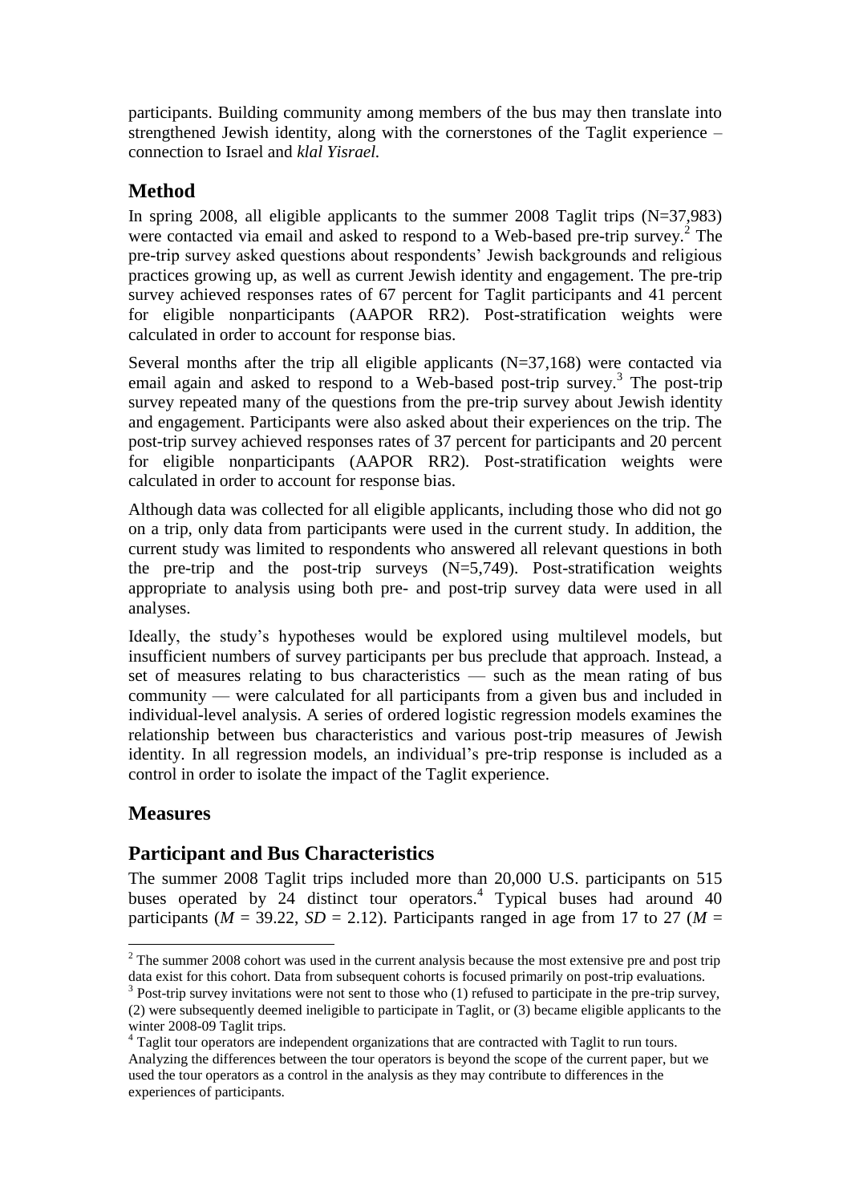participants. Building community among members of the bus may then translate into strengthened Jewish identity, along with the cornerstones of the Taglit experience – connection to Israel and *klal Yisrael.*

## Method

In spring 2008, all eligible applicants to the summer 2008 Taglit trips (N=37,983) were contacted via email and asked to respond to a Web-based pre-trip survey.[2] The pre-trip survey asked questions about respondents' Jewish backgrounds and religious practices growing up, as well as current Jewish identity and engagement. The pre-trip survey achieved responses rates of 67 percent for Taglit participants and 41 percent for eligible nonparticipants (AAPOR RR2). Post-stratification weights were calculated in order to account for response bias.

Several months after the trip all eligible applicants (N=37,168) were contacted via email again and asked to respond to a Web-based post-trip survey.[3] The post-trip survey repeated many of the questions from the pre-trip survey about Jewish identity and engagement. Participants were also asked about their experiences on the trip. The post-trip survey achieved responses rates of 37 percent for participants and 20 percent for eligible nonparticipants (AAPOR RR2). Post-stratification weights were calculated in order to account for response bias.

Although data was collected for all eligible applicants, including those who did not go on a trip, only data from participants were used in the current study. In addition, the current study was limited to respondents who answered all relevant questions in both the pre-trip and the post-trip surveys (N=5,749). Post-stratification weights appropriate to analysis using both pre- and post-trip survey data were used in all analyses.

Ideally, the study's hypotheses would be explored using multilevel models, but insufficient numbers of survey participants per bus preclude that approach. Instead, a set of measures relating to bus characteristics — such as the mean rating of bus community — were calculated for all participants from a given bus and included in individual-level analysis. A series of ordered logistic regression models examines the relationship between bus characteristics and various post-trip measures of Jewish identity. In all regression models, an individual's pre-trip response is included as a control in order to isolate the impact of the Taglit experience.

## Measures

## Participant and Bus Characteristics

The summer 2008 Taglit trips included more than 20,000 U.S. participants on 515 buses operated by 24 distinct tour operators.[4] Typical buses had around 40 participants ($M$ = 39.22, $SD$ = 2.12). Participants ranged in age from 17 to 27 ($M$ =

---

[2] The summer 2008 cohort was used in the current analysis because the most extensive pre and post trip data exist for this cohort. Data from subsequent cohorts is focused primarily on post-trip evaluations.

[3] Post-trip survey invitations were not sent to those who (1) refused to participate in the pre-trip survey, (2) were subsequently deemed ineligible to participate in Taglit, or (3) became eligible applicants to the winter 2008-09 Taglit trips.

[4] Taglit tour operators are independent organizations that are contracted with Taglit to run tours. Analyzing the differences between the tour operators is beyond the scope of the current paper, but we used the tour operators as a control in the analysis as they may contribute to differences in the experiences of participants.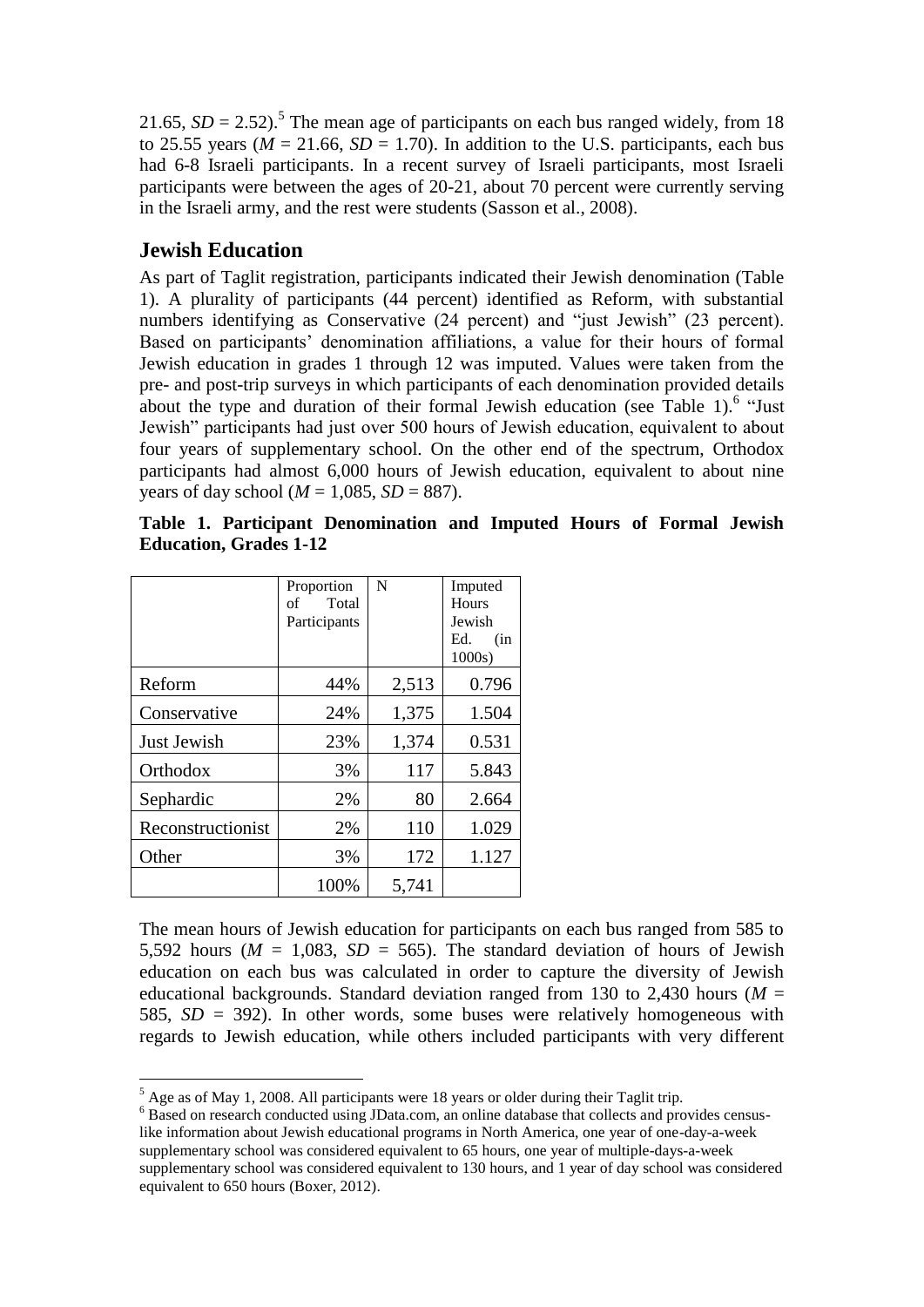21.65, $SD = 2.52$).[5] The mean age of participants on each bus ranged widely, from 18 to 25.55 years ($M = 21.66$, $SD = 1.70$). In addition to the U.S. participants, each bus had 6-8 Israeli participants. In a recent survey of Israeli participants, most Israeli participants were between the ages of 20-21, about 70 percent were currently serving in the Israeli army, and the rest were students (Sasson et al., 2008).

## Jewish Education

As part of Taglit registration, participants indicated their Jewish denomination (Table 1). A plurality of participants (44 percent) identified as Reform, with substantial numbers identifying as Conservative (24 percent) and "just Jewish" (23 percent). Based on participants' denomination affiliations, a value for their hours of formal Jewish education in grades 1 through 12 was imputed. Values were taken from the pre- and post-trip surveys in which participants of each denomination provided details about the type and duration of their formal Jewish education (see Table 1).[6] "Just Jewish" participants had just over 500 hours of Jewish education, equivalent to about four years of supplementary school. On the other end of the spectrum, Orthodox participants had almost 6,000 hours of Jewish education, equivalent to about nine years of day school ($M = 1{,}085$, $SD = 887$).

**Table 1. Participant Denomination and Imputed Hours of Formal Jewish Education, Grades 1-12**

| | Proportion of Total Participants | N | Imputed Hours Jewish Ed. (in 1000s) |
|---|---|---|---|
| Reform | 44% | 2,513 | 0.796 |
| Conservative | 24% | 1,375 | 1.504 |
| Just Jewish | 23% | 1,374 | 0.531 |
| Orthodox | 3% | 117 | 5.843 |
| Sephardic | 2% | 80 | 2.664 |
| Reconstructionist | 2% | 110 | 1.029 |
| Other | 3% | 172 | 1.127 |
| | 100% | 5,741 | |

The mean hours of Jewish education for participants on each bus ranged from 585 to 5,592 hours ($M = 1{,}083$, $SD = 565$). The standard deviation of hours of Jewish education on each bus was calculated in order to capture the diversity of Jewish educational backgrounds. Standard deviation ranged from 130 to 2,430 hours ($M = 585$, $SD = 392$). In other words, some buses were relatively homogeneous with regards to Jewish education, while others included participants with very different

---

[5] Age as of May 1, 2008. All participants were 18 years or older during their Taglit trip.

[6] Based on research conducted using JData.com, an online database that collects and provides census-like information about Jewish educational programs in North America, one year of one-day-a-week supplementary school was considered equivalent to 65 hours, one year of multiple-days-a-week supplementary school was considered equivalent to 130 hours, and 1 year of day school was considered equivalent to 650 hours (Boxer, 2012).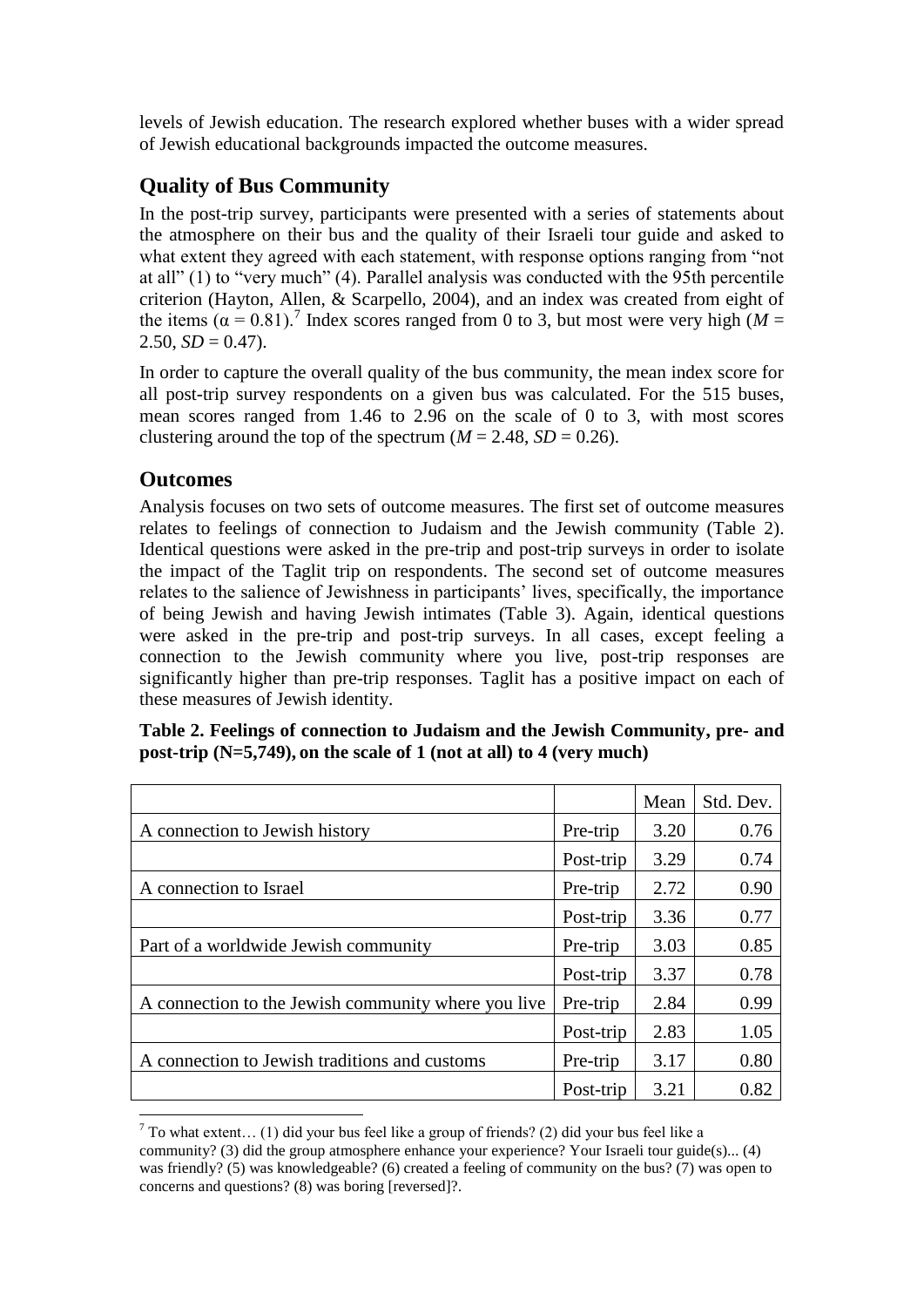levels of Jewish education. The research explored whether buses with a wider spread of Jewish educational backgrounds impacted the outcome measures.

## Quality of Bus Community

In the post-trip survey, participants were presented with a series of statements about the atmosphere on their bus and the quality of their Israeli tour guide and asked to what extent they agreed with each statement, with response options ranging from "not at all" (1) to "very much" (4). Parallel analysis was conducted with the 95th percentile criterion (Hayton, Allen, & Scarpello, 2004), and an index was created from eight of the items ($\alpha = 0.81$).[7] Index scores ranged from 0 to 3, but most were very high ($M = 2.50$, $SD = 0.47$).

In order to capture the overall quality of the bus community, the mean index score for all post-trip survey respondents on a given bus was calculated. For the 515 buses, mean scores ranged from 1.46 to 2.96 on the scale of 0 to 3, with most scores clustering around the top of the spectrum ($M = 2.48$, $SD = 0.26$).

## Outcomes

Analysis focuses on two sets of outcome measures. The first set of outcome measures relates to feelings of connection to Judaism and the Jewish community (Table 2). Identical questions were asked in the pre-trip and post-trip surveys in order to isolate the impact of the Taglit trip on respondents. The second set of outcome measures relates to the salience of Jewishness in participants' lives, specifically, the importance of being Jewish and having Jewish intimates (Table 3). Again, identical questions were asked in the pre-trip and post-trip surveys. In all cases, except feeling a connection to the Jewish community where you live, post-trip responses are significantly higher than pre-trip responses. Taglit has a positive impact on each of these measures of Jewish identity.

**Table 2. Feelings of connection to Judaism and the Jewish Community, pre- and post-trip (N=5,749), on the scale of 1 (not at all) to 4 (very much)**

| | | Mean | Std. Dev. |
|---|---|---|---|
| A connection to Jewish history | Pre-trip | 3.20 | 0.76 |
| | Post-trip | 3.29 | 0.74 |
| A connection to Israel | Pre-trip | 2.72 | 0.90 |
| | Post-trip | 3.36 | 0.77 |
| Part of a worldwide Jewish community | Pre-trip | 3.03 | 0.85 |
| | Post-trip | 3.37 | 0.78 |
| A connection to the Jewish community where you live | Pre-trip | 2.84 | 0.99 |
| | Post-trip | 2.83 | 1.05 |
| A connection to Jewish traditions and customs | Pre-trip | 3.17 | 0.80 |
| | Post-trip | 3.21 | 0.82 |

[7] To what extent… (1) did your bus feel like a group of friends? (2) did your bus feel like a community? (3) did the group atmosphere enhance your experience? Your Israeli tour guide(s)... (4) was friendly? (5) was knowledgeable? (6) created a feeling of community on the bus? (7) was open to concerns and questions? (8) was boring [reversed]?.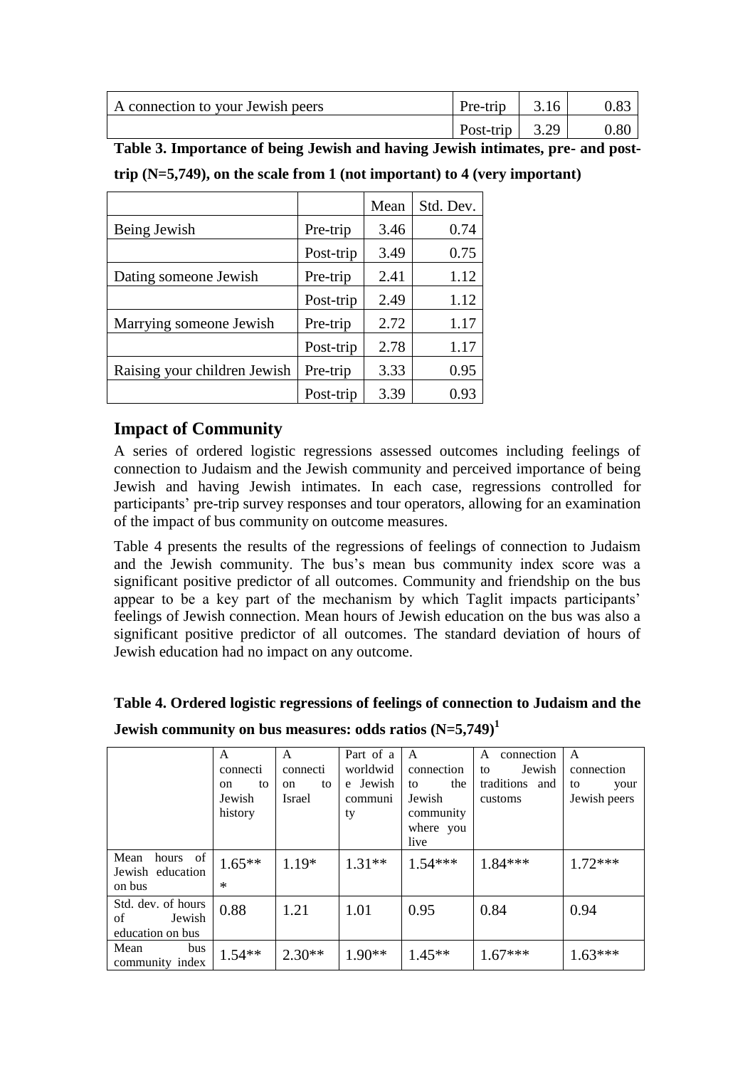| | | | |
|---|---|---|---|
| A connection to your Jewish peers | Pre-trip | 3.16 | 0.83 |
| | Post-trip | 3.29 | 0.80 |

**Table 3. Importance of being Jewish and having Jewish intimates, pre- and post-trip (N=5,749), on the scale from 1 (not important) to 4 (very important)**

| | | Mean | Std. Dev. |
|---|---|---|---|
| Being Jewish | Pre-trip | 3.46 | 0.74 |
| | Post-trip | 3.49 | 0.75 |
| Dating someone Jewish | Pre-trip | 2.41 | 1.12 |
| | Post-trip | 2.49 | 1.12 |
| Marrying someone Jewish | Pre-trip | 2.72 | 1.17 |
| | Post-trip | 2.78 | 1.17 |
| Raising your children Jewish | Pre-trip | 3.33 | 0.95 |
| | Post-trip | 3.39 | 0.93 |

## Impact of Community

A series of ordered logistic regressions assessed outcomes including feelings of connection to Judaism and the Jewish community and perceived importance of being Jewish and having Jewish intimates. In each case, regressions controlled for participants' pre-trip survey responses and tour operators, allowing for an examination of the impact of bus community on outcome measures.

Table 4 presents the results of the regressions of feelings of connection to Judaism and the Jewish community. The bus's mean bus community index score was a significant positive predictor of all outcomes. Community and friendship on the bus appear to be a key part of the mechanism by which Taglit impacts participants' feelings of Jewish connection. Mean hours of Jewish education on the bus was also a significant positive predictor of all outcomes. The standard deviation of hours of Jewish education had no impact on any outcome.

**Table 4. Ordered logistic regressions of feelings of connection to Judaism and the Jewish community on bus measures: odds ratios (N=5,749)[1]**

| | A connection to Jewish history | A connection to Israel | Part of a worldwide Jewish community | A connection to the Jewish community where you live | A connection to Jewish traditions and customs | A connection to your Jewish peers |
|---|---|---|---|---|---|---|
| Mean hours of Jewish education on bus | 1.65*** | 1.19* | 1.31** | 1.54*** | 1.84*** | 1.72*** |
| Std. dev. of hours of Jewish education on bus | 0.88 | 1.21 | 1.01 | 0.95 | 0.84 | 0.94 |
| Mean bus community index | 1.54** | 2.30** | 1.90** | 1.45** | 1.67*** | 1.63*** |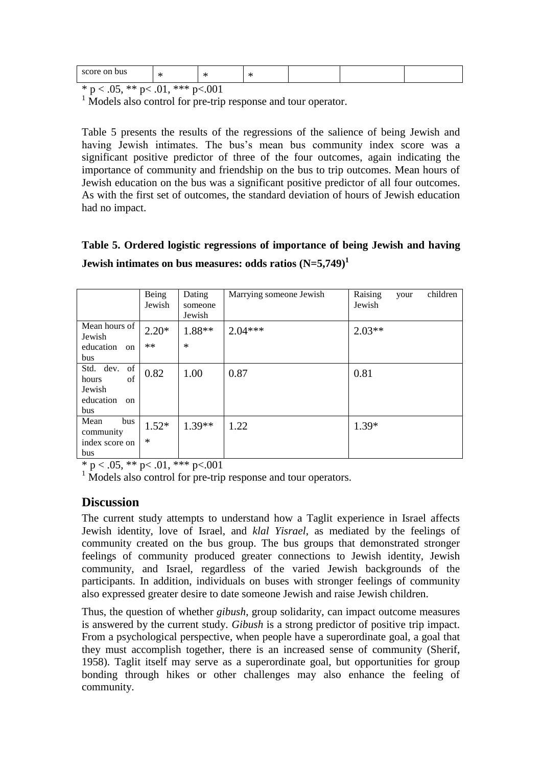| score on bus | * | * | * | | | |
|---|---|---|---|---|---|---|

* p < .05, ** p< .01, *** p<.001

[1] Models also control for pre-trip response and tour operator.

Table 5 presents the results of the regressions of the salience of being Jewish and having Jewish intimates. The bus's mean bus community index score was a significant positive predictor of three of the four outcomes, again indicating the importance of community and friendship on the bus to trip outcomes. Mean hours of Jewish education on the bus was a significant positive predictor of all four outcomes. As with the first set of outcomes, the standard deviation of hours of Jewish education had no impact.

**Table 5. Ordered logistic regressions of importance of being Jewish and having Jewish intimates on bus measures: odds ratios (N=5,749)[1]**

| | Being Jewish | Dating someone Jewish | Marrying someone Jewish | Raising your children Jewish |
|---|---|---|---|---|
| Mean hours of Jewish education on bus | 2.20*** | 1.88*** | 2.04*** | 2.03** |
| Std. dev. of hours of Jewish education on bus | 0.82 | 1.00 | 0.87 | 0.81 |
| Mean bus community index score on bus | 1.52** | 1.39** | 1.22 | 1.39* |

* p < .05, ** p< .01, *** p<.001

[1] Models also control for pre-trip response and tour operators.

## Discussion

The current study attempts to understand how a Taglit experience in Israel affects Jewish identity, love of Israel, and *klal Yisrael*, as mediated by the feelings of community created on the bus group. The bus groups that demonstrated stronger feelings of community produced greater connections to Jewish identity, Jewish community, and Israel, regardless of the varied Jewish backgrounds of the participants. In addition, individuals on buses with stronger feelings of community also expressed greater desire to date someone Jewish and raise Jewish children.

Thus, the question of whether *gibush*, group solidarity, can impact outcome measures is answered by the current study. *Gibush* is a strong predictor of positive trip impact. From a psychological perspective, when people have a superordinate goal, a goal that they must accomplish together, there is an increased sense of community (Sherif, 1958). Taglit itself may serve as a superordinate goal, but opportunities for group bonding through hikes or other challenges may also enhance the feeling of community.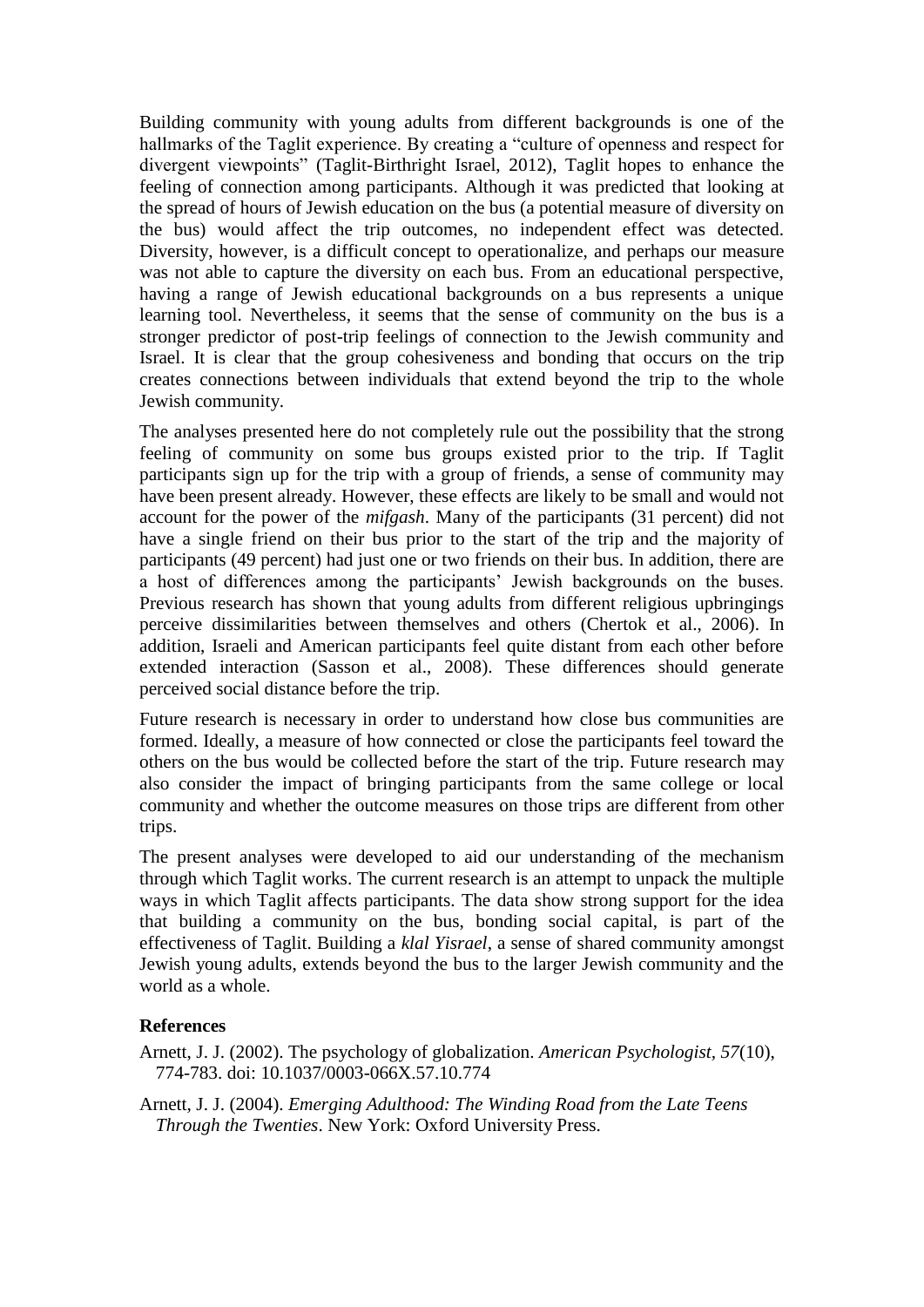Building community with young adults from different backgrounds is one of the hallmarks of the Taglit experience. By creating a "culture of openness and respect for divergent viewpoints" (Taglit-Birthright Israel, 2012), Taglit hopes to enhance the feeling of connection among participants. Although it was predicted that looking at the spread of hours of Jewish education on the bus (a potential measure of diversity on the bus) would affect the trip outcomes, no independent effect was detected. Diversity, however, is a difficult concept to operationalize, and perhaps our measure was not able to capture the diversity on each bus. From an educational perspective, having a range of Jewish educational backgrounds on a bus represents a unique learning tool. Nevertheless, it seems that the sense of community on the bus is a stronger predictor of post-trip feelings of connection to the Jewish community and Israel. It is clear that the group cohesiveness and bonding that occurs on the trip creates connections between individuals that extend beyond the trip to the whole Jewish community.

The analyses presented here do not completely rule out the possibility that the strong feeling of community on some bus groups existed prior to the trip. If Taglit participants sign up for the trip with a group of friends, a sense of community may have been present already. However, these effects are likely to be small and would not account for the power of the *mifgash*. Many of the participants (31 percent) did not have a single friend on their bus prior to the start of the trip and the majority of participants (49 percent) had just one or two friends on their bus. In addition, there are a host of differences among the participants' Jewish backgrounds on the buses. Previous research has shown that young adults from different religious upbringings perceive dissimilarities between themselves and others (Chertok et al., 2006). In addition, Israeli and American participants feel quite distant from each other before extended interaction (Sasson et al., 2008). These differences should generate perceived social distance before the trip.

Future research is necessary in order to understand how close bus communities are formed. Ideally, a measure of how connected or close the participants feel toward the others on the bus would be collected before the start of the trip. Future research may also consider the impact of bringing participants from the same college or local community and whether the outcome measures on those trips are different from other trips.

The present analyses were developed to aid our understanding of the mechanism through which Taglit works. The current research is an attempt to unpack the multiple ways in which Taglit affects participants. The data show strong support for the idea that building a community on the bus, bonding social capital, is part of the effectiveness of Taglit. Building a *klal Yisrael*, a sense of shared community amongst Jewish young adults, extends beyond the bus to the larger Jewish community and the world as a whole.

## References

Arnett, J. J. (2002). The psychology of globalization. *American Psychologist, 57*(10), 774-783. doi: 10.1037/0003-066X.57.10.774

Arnett, J. J. (2004). *Emerging Adulthood: The Winding Road from the Late Teens Through the Twenties*. New York: Oxford University Press.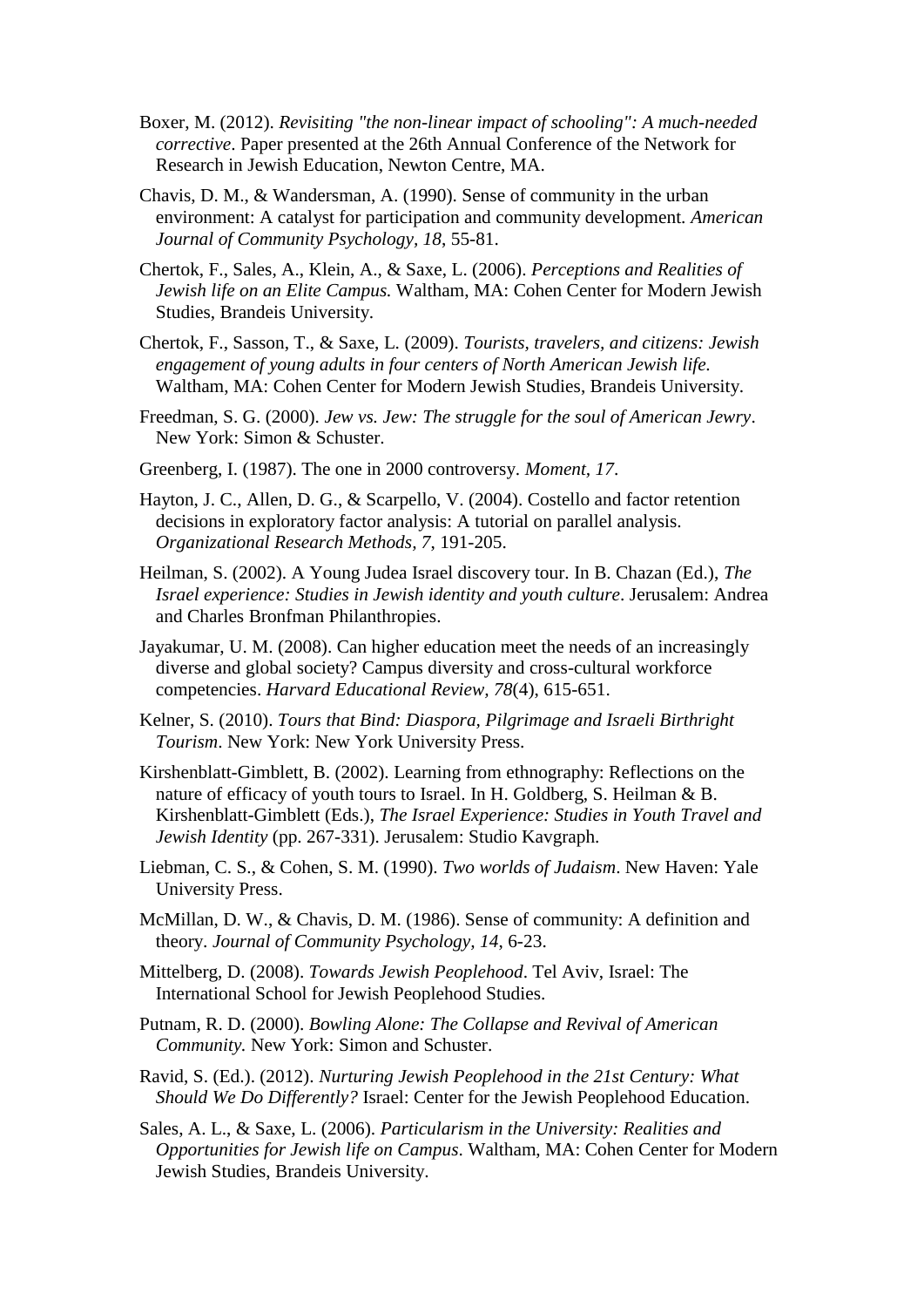Boxer, M. (2012). *Revisiting "the non-linear impact of schooling": A much-needed corrective*. Paper presented at the 26th Annual Conference of the Network for Research in Jewish Education, Newton Centre, MA.

Chavis, D. M., & Wandersman, A. (1990). Sense of community in the urban environment: A catalyst for participation and community development. *American Journal of Community Psychology, 18*, 55-81.

Chertok, F., Sales, A., Klein, A., & Saxe, L. (2006). *Perceptions and Realities of Jewish life on an Elite Campus.* Waltham, MA: Cohen Center for Modern Jewish Studies, Brandeis University.

Chertok, F., Sasson, T., & Saxe, L. (2009). *Tourists, travelers, and citizens: Jewish engagement of young adults in four centers of North American Jewish life.* Waltham, MA: Cohen Center for Modern Jewish Studies, Brandeis University.

Freedman, S. G. (2000). *Jew vs. Jew: The struggle for the soul of American Jewry*. New York: Simon & Schuster.

Greenberg, I. (1987). The one in 2000 controversy. *Moment, 17*.

Hayton, J. C., Allen, D. G., & Scarpello, V. (2004). Costello and factor retention decisions in exploratory factor analysis: A tutorial on parallel analysis. *Organizational Research Methods, 7*, 191-205.

Heilman, S. (2002). A Young Judea Israel discovery tour. In B. Chazan (Ed.), *The Israel experience: Studies in Jewish identity and youth culture*. Jerusalem: Andrea and Charles Bronfman Philanthropies.

Jayakumar, U. M. (2008). Can higher education meet the needs of an increasingly diverse and global society? Campus diversity and cross-cultural workforce competencies. *Harvard Educational Review, 78*(4), 615-651.

Kelner, S. (2010). *Tours that Bind: Diaspora, Pilgrimage and Israeli Birthright Tourism*. New York: New York University Press.

Kirshenblatt-Gimblett, B. (2002). Learning from ethnography: Reflections on the nature of efficacy of youth tours to Israel. In H. Goldberg, S. Heilman & B. Kirshenblatt-Gimblett (Eds.), *The Israel Experience: Studies in Youth Travel and Jewish Identity* (pp. 267-331). Jerusalem: Studio Kavgraph.

Liebman, C. S., & Cohen, S. M. (1990). *Two worlds of Judaism*. New Haven: Yale University Press.

McMillan, D. W., & Chavis, D. M. (1986). Sense of community: A definition and theory. *Journal of Community Psychology, 14*, 6-23.

Mittelberg, D. (2008). *Towards Jewish Peoplehood*. Tel Aviv, Israel: The International School for Jewish Peoplehood Studies.

Putnam, R. D. (2000). *Bowling Alone: The Collapse and Revival of American Community.* New York: Simon and Schuster.

Ravid, S. (Ed.). (2012). *Nurturing Jewish Peoplehood in the 21st Century: What Should We Do Differently?* Israel: Center for the Jewish Peoplehood Education.

Sales, A. L., & Saxe, L. (2006). *Particularism in the University: Realities and Opportunities for Jewish life on Campus*. Waltham, MA: Cohen Center for Modern Jewish Studies, Brandeis University.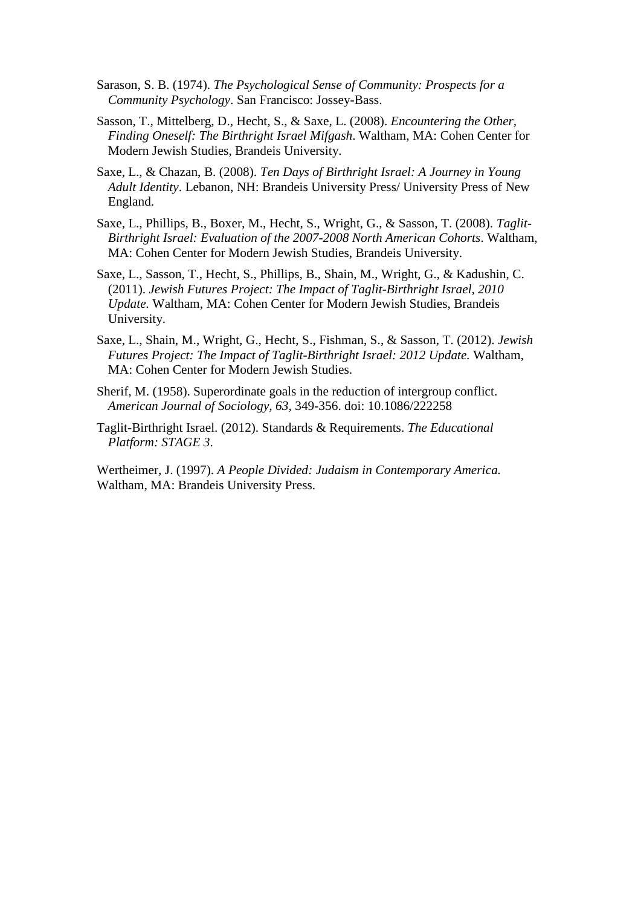Sarason, S. B. (1974). *The Psychological Sense of Community: Prospects for a Community Psychology*. San Francisco: Jossey-Bass.

Sasson, T., Mittelberg, D., Hecht, S., & Saxe, L. (2008). *Encountering the Other, Finding Oneself: The Birthright Israel Mifgash*. Waltham, MA: Cohen Center for Modern Jewish Studies, Brandeis University.

Saxe, L., & Chazan, B. (2008). *Ten Days of Birthright Israel: A Journey in Young Adult Identity*. Lebanon, NH: Brandeis University Press/ University Press of New England.

Saxe, L., Phillips, B., Boxer, M., Hecht, S., Wright, G., & Sasson, T. (2008). *Taglit-Birthright Israel: Evaluation of the 2007-2008 North American Cohorts*. Waltham, MA: Cohen Center for Modern Jewish Studies, Brandeis University.

Saxe, L., Sasson, T., Hecht, S., Phillips, B., Shain, M., Wright, G., & Kadushin, C. (2011). *Jewish Futures Project: The Impact of Taglit-Birthright Israel, 2010 Update.* Waltham, MA: Cohen Center for Modern Jewish Studies, Brandeis University.

Saxe, L., Shain, M., Wright, G., Hecht, S., Fishman, S., & Sasson, T. (2012). *Jewish Futures Project: The Impact of Taglit-Birthright Israel: 2012 Update.* Waltham, MA: Cohen Center for Modern Jewish Studies.

Sherif, M. (1958). Superordinate goals in the reduction of intergroup conflict. *American Journal of Sociology, 63*, 349-356. doi: 10.1086/222258

Taglit-Birthright Israel. (2012). Standards & Requirements. *The Educational Platform: STAGE 3*.

Wertheimer, J. (1997). *A People Divided: Judaism in Contemporary America.* Waltham, MA: Brandeis University Press.